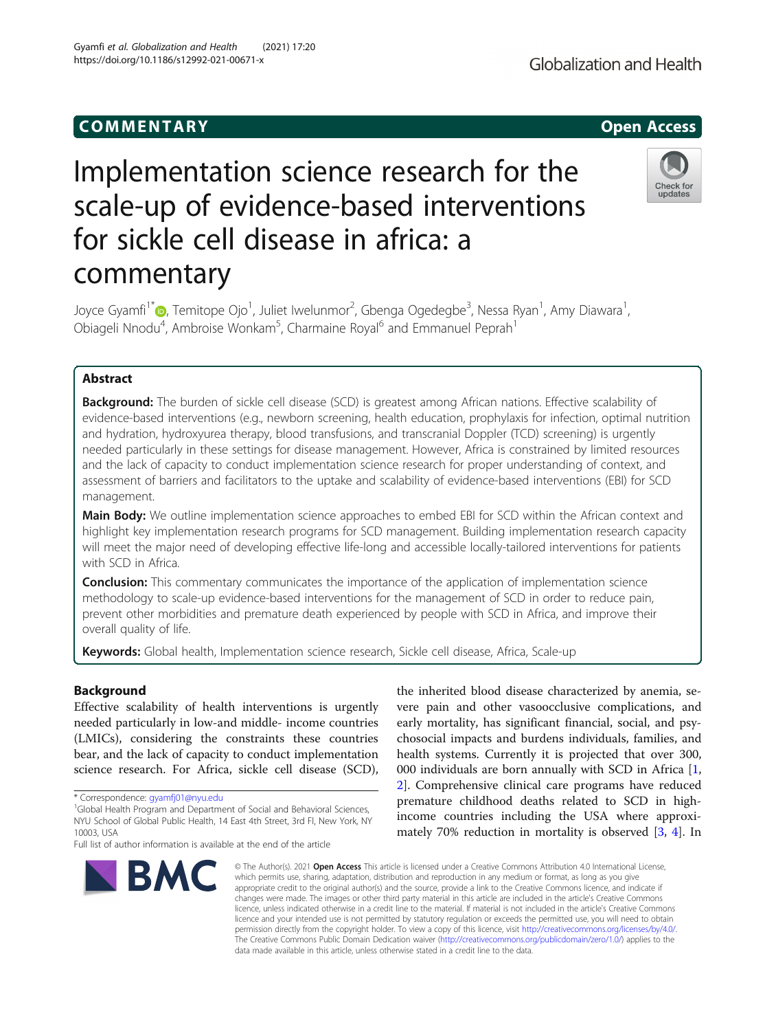COMMENTARY

Open Access

# Implementation science research for the scale-up of evidence-based interventions for sickle cell disease in africa: a commentary

Joyce Gyamfi[1*], Temitope Ojo[1], Juliet Iwelunmor[2], Gbenga Ogedegbe[3], Nessa Ryan[1], Amy Diawara[1], Obiageli Nnodu[4], Ambroise Wonkam[5], Charmaine Royal[6] and Emmanuel Peprah[1]

## Abstract

**Background:** The burden of sickle cell disease (SCD) is greatest among African nations. Effective scalability of evidence-based interventions (e.g., newborn screening, health education, prophylaxis for infection, optimal nutrition and hydration, hydroxyurea therapy, blood transfusions, and transcranial Doppler (TCD) screening) is urgently needed particularly in these settings for disease management. However, Africa is constrained by limited resources and the lack of capacity to conduct implementation science research for proper understanding of context, and assessment of barriers and facilitators to the uptake and scalability of evidence-based interventions (EBI) for SCD management.

**Main Body:** We outline implementation science approaches to embed EBI for SCD within the African context and highlight key implementation research programs for SCD management. Building implementation research capacity will meet the major need of developing effective life-long and accessible locally-tailored interventions for patients with SCD in Africa.

**Conclusion:** This commentary communicates the importance of the application of implementation science methodology to scale-up evidence-based interventions for the management of SCD in order to reduce pain, prevent other morbidities and premature death experienced by people with SCD in Africa, and improve their overall quality of life.

**Keywords:** Global health, Implementation science research, Sickle cell disease, Africa, Scale-up

## Background

Effective scalability of health interventions is urgently needed particularly in low-and middle- income countries (LMICs), considering the constraints these countries bear, and the lack of capacity to conduct implementation science research. For Africa, sickle cell disease (SCD), the inherited blood disease characterized by anemia, severe pain and other vasoocclusive complications, and early mortality, has significant financial, social, and psychosocial impacts and burdens individuals, families, and health systems. Currently it is projected that over 300, 000 individuals are born annually with SCD in Africa [1, 2]. Comprehensive clinical care programs have reduced premature childhood deaths related to SCD in high-income countries including the USA where approximately 70% reduction in mortality is observed [3, 4]. In

* Correspondence: gyamfj01@nyu.edu
[1]Global Health Program and Department of Social and Behavioral Sciences, NYU School of Global Public Health, 14 East 4th Street, 3rd Fl, New York, NY 10003, USA
Full list of author information is available at the end of the article

© The Author(s). 2021 **Open Access** This article is licensed under a Creative Commons Attribution 4.0 International License, which permits use, sharing, adaptation, distribution and reproduction in any medium or format, as long as you give appropriate credit to the original author(s) and the source, provide a link to the Creative Commons licence, and indicate if changes were made. The images or other third party material in this article are included in the article's Creative Commons licence, unless indicated otherwise in a credit line to the material. If material is not included in the article's Creative Commons licence and your intended use is not permitted by statutory regulation or exceeds the permitted use, you will need to obtain permission directly from the copyright holder. To view a copy of this licence, visit http://creativecommons.org/licenses/by/4.0/. The Creative Commons Public Domain Dedication waiver (http://creativecommons.org/publicdomain/zero/1.0/) applies to the data made available in this article, unless otherwise stated in a credit line to the data.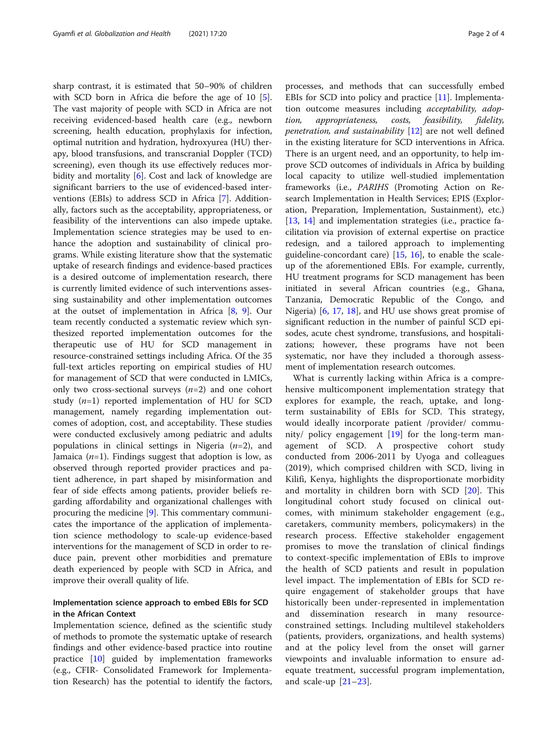sharp contrast, it is estimated that 50–90% of children with SCD born in Africa die before the age of 10 [5]. The vast majority of people with SCD in Africa are not receiving evidenced-based health care (e.g., newborn screening, health education, prophylaxis for infection, optimal nutrition and hydration, hydroxyurea (HU) therapy, blood transfusions, and transcranial Doppler (TCD) screening), even though its use effectively reduces morbidity and mortality [6]. Cost and lack of knowledge are significant barriers to the use of evidenced-based interventions (EBIs) to address SCD in Africa [7]. Additionally, factors such as the acceptability, appropriateness, or feasibility of the interventions can also impede uptake. Implementation science strategies may be used to enhance the adoption and sustainability of clinical programs. While existing literature show that the systematic uptake of research findings and evidence-based practices is a desired outcome of implementation research, there is currently limited evidence of such interventions assessing sustainability and other implementation outcomes at the outset of implementation in Africa [8, 9]. Our team recently conducted a systematic review which synthesized reported implementation outcomes for the therapeutic use of HU for SCD management in resource-constrained settings including Africa. Of the 35 full-text articles reporting on empirical studies of HU for management of SCD that were conducted in LMICs, only two cross-sectional surveys (*n*=2) and one cohort study (*n*=1) reported implementation of HU for SCD management, namely regarding implementation outcomes of adoption, cost, and acceptability. These studies were conducted exclusively among pediatric and adults populations in clinical settings in Nigeria (*n*=2), and Jamaica (*n*=1). Findings suggest that adoption is low, as observed through reported provider practices and patient adherence, in part shaped by misinformation and fear of side effects among patients, provider beliefs regarding affordability and organizational challenges with procuring the medicine [9]. This commentary communicates the importance of the application of implementation science methodology to scale-up evidence-based interventions for the management of SCD in order to reduce pain, prevent other morbidities and premature death experienced by people with SCD in Africa, and improve their overall quality of life.

## Implementation science approach to embed EBIs for SCD in the African Context

Implementation science, defined as the scientific study of methods to promote the systematic uptake of research findings and other evidence-based practice into routine practice [10] guided by implementation frameworks (e.g., CFIR- Consolidated Framework for Implementation Research) has the potential to identify the factors, processes, and methods that can successfully embed EBIs for SCD into policy and practice [11]. Implementation outcome measures including *acceptability, adoption, appropriateness, costs, feasibility, fidelity, penetration, and sustainability* [12] are not well defined in the existing literature for SCD interventions in Africa. There is an urgent need, and an opportunity, to help improve SCD outcomes of individuals in Africa by building local capacity to utilize well-studied implementation frameworks (i.e., *PARIHS* (Promoting Action on Research Implementation in Health Services; EPIS (Exploration, Preparation, Implementation, Sustainment), etc.) [13, 14] and implementation strategies (i.e., practice facilitation via provision of external expertise on practice redesign, and a tailored approach to implementing guideline-concordant care) [15, 16], to enable the scale-up of the aforementioned EBIs. For example, currently, HU treatment programs for SCD management has been initiated in several African countries (e.g., Ghana, Tanzania, Democratic Republic of the Congo, and Nigeria) [6, 17, 18], and HU use shows great promise of significant reduction in the number of painful SCD episodes, acute chest syndrome, transfusions, and hospitalizations; however, these programs have not been systematic, nor have they included a thorough assessment of implementation research outcomes.

What is currently lacking within Africa is a comprehensive multicomponent implementation strategy that explores for example, the reach, uptake, and long-term sustainability of EBIs for SCD. This strategy, would ideally incorporate patient /provider/ community/ policy engagement [19] for the long-term management of SCD. A prospective cohort study conducted from 2006-2011 by Uyoga and colleagues (2019), which comprised children with SCD, living in Kilifi, Kenya, highlights the disproportionate morbidity and mortality in children born with SCD [20]. This longitudinal cohort study focused on clinical outcomes, with minimum stakeholder engagement (e.g., caretakers, community members, policymakers) in the research process. Effective stakeholder engagement promises to move the translation of clinical findings to context-specific implementation of EBIs to improve the health of SCD patients and result in population level impact. The implementation of EBIs for SCD require engagement of stakeholder groups that have historically been under-represented in implementation and dissemination research in many resource-constrained settings. Including multilevel stakeholders (patients, providers, organizations, and health systems) and at the policy level from the onset will garner viewpoints and invaluable information to ensure adequate treatment, successful program implementation, and scale-up [21–23].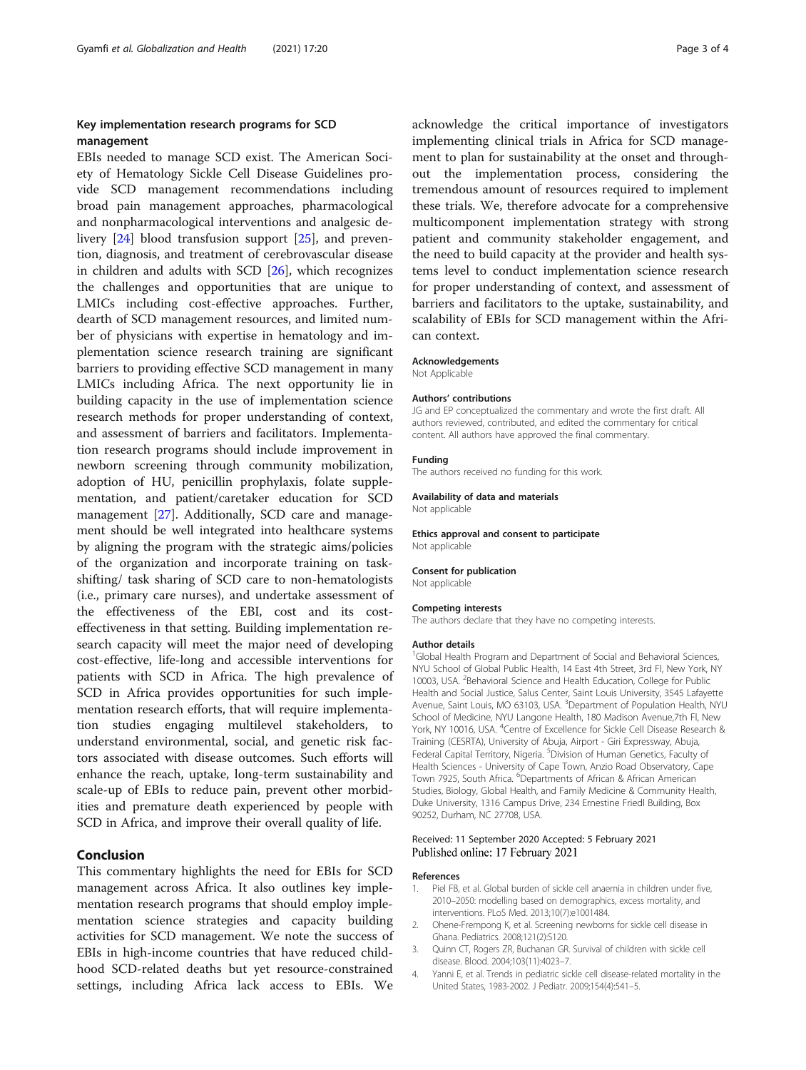### Key implementation research programs for SCD management

EBIs needed to manage SCD exist. The American Society of Hematology Sickle Cell Disease Guidelines provide SCD management recommendations including broad pain management approaches, pharmacological and nonpharmacological interventions and analgesic delivery [24] blood transfusion support [25], and prevention, diagnosis, and treatment of cerebrovascular disease in children and adults with SCD [26], which recognizes the challenges and opportunities that are unique to LMICs including cost-effective approaches. Further, dearth of SCD management resources, and limited number of physicians with expertise in hematology and implementation science research training are significant barriers to providing effective SCD management in many LMICs including Africa. The next opportunity lie in building capacity in the use of implementation science research methods for proper understanding of context, and assessment of barriers and facilitators. Implementation research programs should include improvement in newborn screening through community mobilization, adoption of HU, penicillin prophylaxis, folate supplementation, and patient/caretaker education for SCD management [27]. Additionally, SCD care and management should be well integrated into healthcare systems by aligning the program with the strategic aims/policies of the organization and incorporate training on task-shifting/ task sharing of SCD care to non-hematologists (i.e., primary care nurses), and undertake assessment of the effectiveness of the EBI, cost and its cost-effectiveness in that setting. Building implementation research capacity will meet the major need of developing cost-effective, life-long and accessible interventions for patients with SCD in Africa. The high prevalence of SCD in Africa provides opportunities for such implementation research efforts, that will require implementation studies engaging multilevel stakeholders, to understand environmental, social, and genetic risk factors associated with disease outcomes. Such efforts will enhance the reach, uptake, long-term sustainability and scale-up of EBIs to reduce pain, prevent other morbidities and premature death experienced by people with SCD in Africa, and improve their overall quality of life.

## Conclusion

This commentary highlights the need for EBIs for SCD management across Africa. It also outlines key implementation research programs that should employ implementation science strategies and capacity building activities for SCD management. We note the success of EBIs in high-income countries that have reduced childhood SCD-related deaths but yet resource-constrained settings, including Africa lack access to EBIs. We acknowledge the critical importance of investigators implementing clinical trials in Africa for SCD management to plan for sustainability at the onset and throughout the implementation process, considering the tremendous amount of resources required to implement these trials. We, therefore advocate for a comprehensive multicomponent implementation strategy with strong patient and community stakeholder engagement, and the need to build capacity at the provider and health systems level to conduct implementation science research for proper understanding of context, and assessment of barriers and facilitators to the uptake, sustainability, and scalability of EBIs for SCD management within the African context.

#### Acknowledgements
Not Applicable

#### Authors' contributions
JG and EP conceptualized the commentary and wrote the first draft. All authors reviewed, contributed, and edited the commentary for critical content. All authors have approved the final commentary.

#### Funding
The authors received no funding for this work.

#### Availability of data and materials
Not applicable

#### Ethics approval and consent to participate
Not applicable

#### Consent for publication
Not applicable

#### Competing interests
The authors declare that they have no competing interests.

#### Author details
[1]Global Health Program and Department of Social and Behavioral Sciences, NYU School of Global Public Health, 14 East 4th Street, 3rd Fl, New York, NY 10003, USA. [2]Behavioral Science and Health Education, College for Public Health and Social Justice, Salus Center, Saint Louis University, 3545 Lafayette Avenue, Saint Louis, MO 63103, USA. [3]Department of Population Health, NYU School of Medicine, NYU Langone Health, 180 Madison Avenue,7th Fl, New York, NY 10016, USA. [4]Centre of Excellence for Sickle Cell Disease Research & Training (CESRTA), University of Abuja, Airport - Giri Expressway, Abuja, Federal Capital Territory, Nigeria. [5]Division of Human Genetics, Faculty of Health Sciences - University of Cape Town, Anzio Road Observatory, Cape Town 7925, South Africa. [6]Departments of African & African American Studies, Biology, Global Health, and Family Medicine & Community Health, Duke University, 1316 Campus Drive, 234 Ernestine Friedl Building, Box 90252, Durham, NC 27708, USA.

Received: 11 September 2020 Accepted: 5 February 2021
Published online: 17 February 2021

#### References

1. Piel FB, et al. Global burden of sickle cell anaemia in children under five, 2010–2050: modelling based on demographics, excess mortality, and interventions. PLoS Med. 2013;10(7):e1001484.
2. Ohene-Frempong K, et al. Screening newborns for sickle cell disease in Ghana. Pediatrics. 2008;121(2):S120.
3. Quinn CT, Rogers ZR, Buchanan GR. Survival of children with sickle cell disease. Blood. 2004;103(11):4023–7.
4. Yanni E, et al. Trends in pediatric sickle cell disease-related mortality in the United States, 1983-2002. J Pediatr. 2009;154(4):541–5.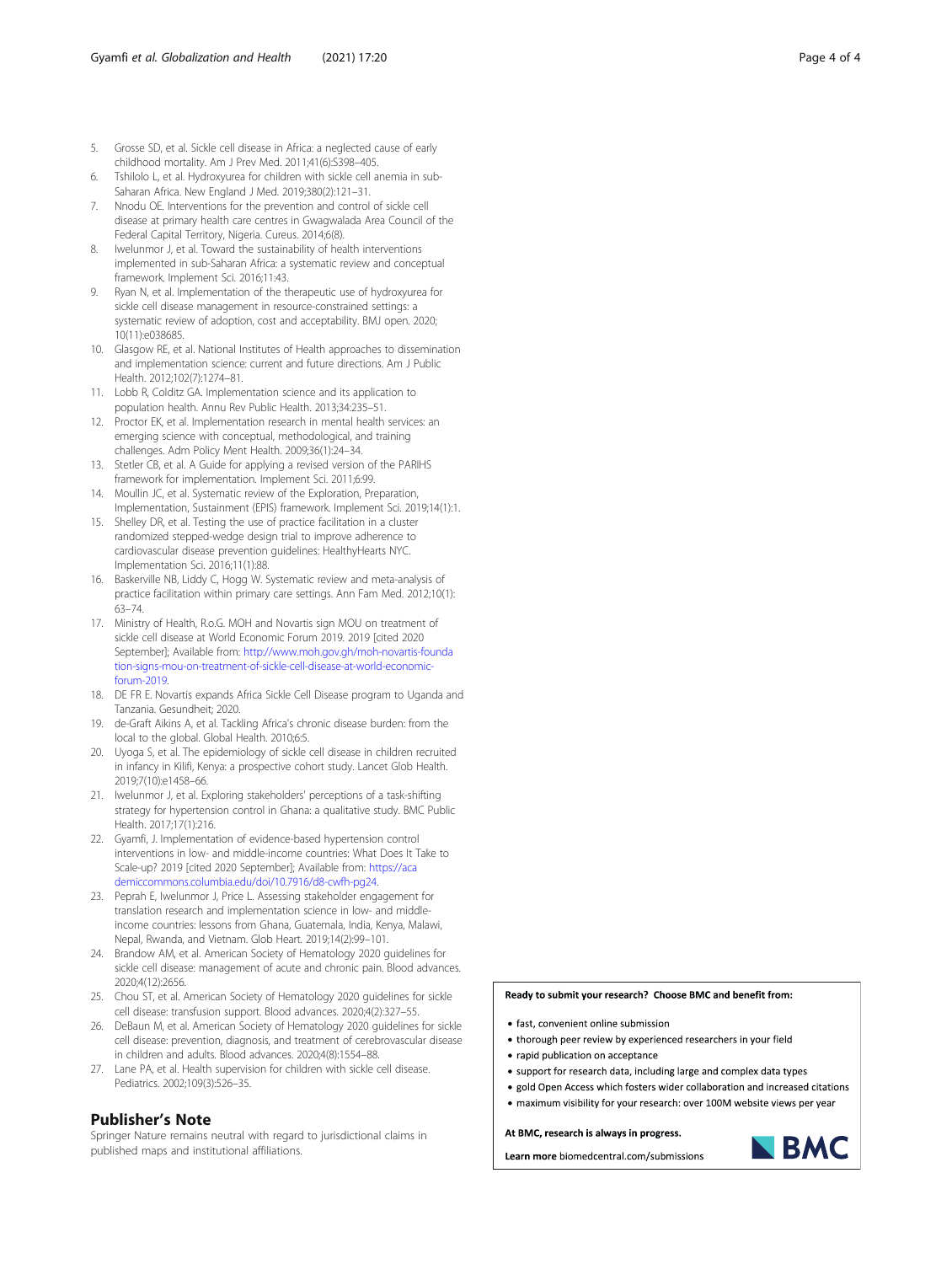5. Grosse SD, et al. Sickle cell disease in Africa: a neglected cause of early childhood mortality. Am J Prev Med. 2011;41(6):S398–405.
6. Tshilolo L, et al. Hydroxyurea for children with sickle cell anemia in sub-Saharan Africa. New England J Med. 2019;380(2):121–31.
7. Nnodu OE. Interventions for the prevention and control of sickle cell disease at primary health care centres in Gwagwalada Area Council of the Federal Capital Territory, Nigeria. Cureus. 2014;6(8).
8. Iwelunmor J, et al. Toward the sustainability of health interventions implemented in sub-Saharan Africa: a systematic review and conceptual framework. Implement Sci. 2016;11:43.
9. Ryan N, et al. Implementation of the therapeutic use of hydroxyurea for sickle cell disease management in resource-constrained settings: a systematic review of adoption, cost and acceptability. BMJ open. 2020; 10(11):e038685.
10. Glasgow RE, et al. National Institutes of Health approaches to dissemination and implementation science: current and future directions. Am J Public Health. 2012;102(7):1274–81.
11. Lobb R, Colditz GA. Implementation science and its application to population health. Annu Rev Public Health. 2013;34:235–51.
12. Proctor EK, et al. Implementation research in mental health services: an emerging science with conceptual, methodological, and training challenges. Adm Policy Ment Health. 2009;36(1):24–34.
13. Stetler CB, et al. A Guide for applying a revised version of the PARIHS framework for implementation. Implement Sci. 2011;6:99.
14. Moullin JC, et al. Systematic review of the Exploration, Preparation, Implementation, Sustainment (EPIS) framework. Implement Sci. 2019;14(1):1.
15. Shelley DR, et al. Testing the use of practice facilitation in a cluster randomized stepped-wedge design trial to improve adherence to cardiovascular disease prevention guidelines: HealthyHearts NYC. Implementation Sci. 2016;11(1):88.
16. Baskerville NB, Liddy C, Hogg W. Systematic review and meta-analysis of practice facilitation within primary care settings. Ann Fam Med. 2012;10(1): 63–74.
17. Ministry of Health, R.o.G. MOH and Novartis sign MOU on treatment of sickle cell disease at World Economic Forum 2019. 2019 [cited 2020 September]; Available from: http://www.moh.gov.gh/moh-novartis-foundation-signs-mou-on-treatment-of-sickle-cell-disease-at-world-economic-forum-2019.
18. DE FR E. Novartis expands Africa Sickle Cell Disease program to Uganda and Tanzania. Gesundheit; 2020.
19. de-Graft Aikins A, et al. Tackling Africa's chronic disease burden: from the local to the global. Global Health. 2010;6:5.
20. Uyoga S, et al. The epidemiology of sickle cell disease in children recruited in infancy in Kilifi, Kenya: a prospective cohort study. Lancet Glob Health. 2019;7(10):e1458–66.
21. Iwelunmor J, et al. Exploring stakeholders' perceptions of a task-shifting strategy for hypertension control in Ghana: a qualitative study. BMC Public Health. 2017;17(1):216.
22. Gyamfi, J. Implementation of evidence-based hypertension control interventions in low- and middle-income countries: What Does It Take to Scale-up? 2019 [cited 2020 September]; Available from: https://academiccommons.columbia.edu/doi/10.7916/d8-cwfh-pg24.
23. Peprah E, Iwelunmor J, Price L. Assessing stakeholder engagement for translation research and implementation science in low- and middle-income countries: lessons from Ghana, Guatemala, India, Kenya, Malawi, Nepal, Rwanda, and Vietnam. Glob Heart. 2019;14(2):99–101.
24. Brandow AM, et al. American Society of Hematology 2020 guidelines for sickle cell disease: management of acute and chronic pain. Blood advances. 2020;4(12):2656.
25. Chou ST, et al. American Society of Hematology 2020 guidelines for sickle cell disease: transfusion support. Blood advances. 2020;4(2):327–55.
26. DeBaun M, et al. American Society of Hematology 2020 guidelines for sickle cell disease: prevention, diagnosis, and treatment of cerebrovascular disease in children and adults. Blood advances. 2020;4(8):1554–88.
27. Lane PA, et al. Health supervision for children with sickle cell disease. Pediatrics. 2002;109(3):526–35.

## Publisher's Note

Springer Nature remains neutral with regard to jurisdictional claims in published maps and institutional affiliations.

**Ready to submit your research? Choose BMC and benefit from:**

- fast, convenient online submission
- thorough peer review by experienced researchers in your field
- rapid publication on acceptance
- support for research data, including large and complex data types
- gold Open Access which fosters wider collaboration and increased citations
- maximum visibility for your research: over 100M website views per year

**At BMC, research is always in progress.**

**Learn more** biomedcentral.com/submissions

BMC